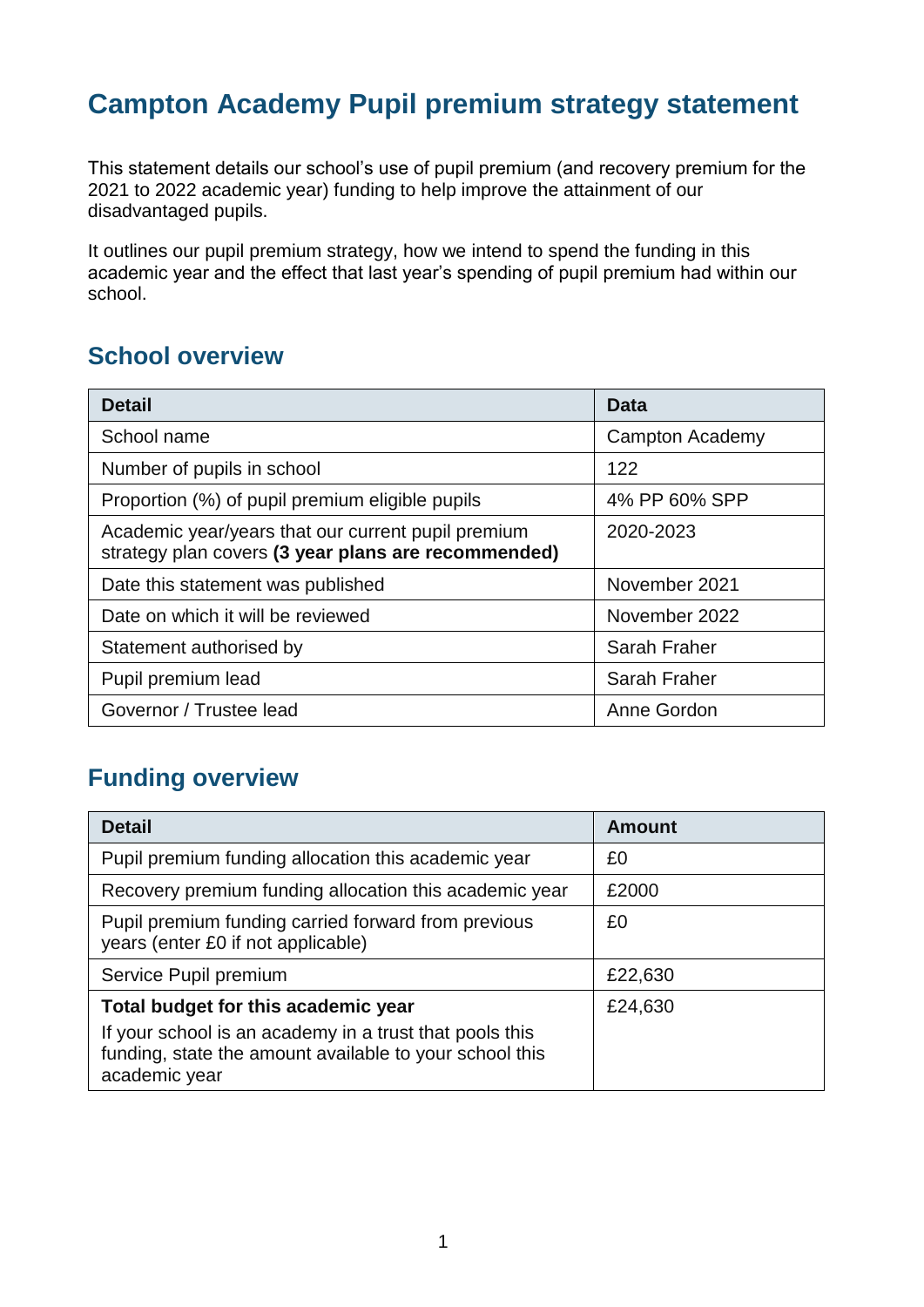# Campton Academy Pupil premium strategy statement

This statement details our school's use of pupil premium (and recovery premium for the 2021 to 2022 academic year) funding to help improve the attainment of our disadvantaged pupils.

It outlines our pupil premium strategy, how we intend to spend the funding in this academic year and the effect that last year's spending of pupil premium had within our school.

## School overview

| Detail | Data |
|---|---|
| School name | Campton Academy |
| Number of pupils in school | 122 |
| Proportion (%) of pupil premium eligible pupils | 4% PP 60% SPP |
| Academic year/years that our current pupil premium strategy plan covers **(3 year plans are recommended)** | 2020-2023 |
| Date this statement was published | November 2021 |
| Date on which it will be reviewed | November 2022 |
| Statement authorised by | Sarah Fraher |
| Pupil premium lead | Sarah Fraher |
| Governor / Trustee lead | Anne Gordon |

## Funding overview

| Detail | Amount |
|---|---|
| Pupil premium funding allocation this academic year | £0 |
| Recovery premium funding allocation this academic year | £2000 |
| Pupil premium funding carried forward from previous years (enter £0 if not applicable) | £0 |
| Service Pupil premium | £22,630 |
| **Total budget for this academic year** If your school is an academy in a trust that pools this funding, state the amount available to your school this academic year | £24,630 |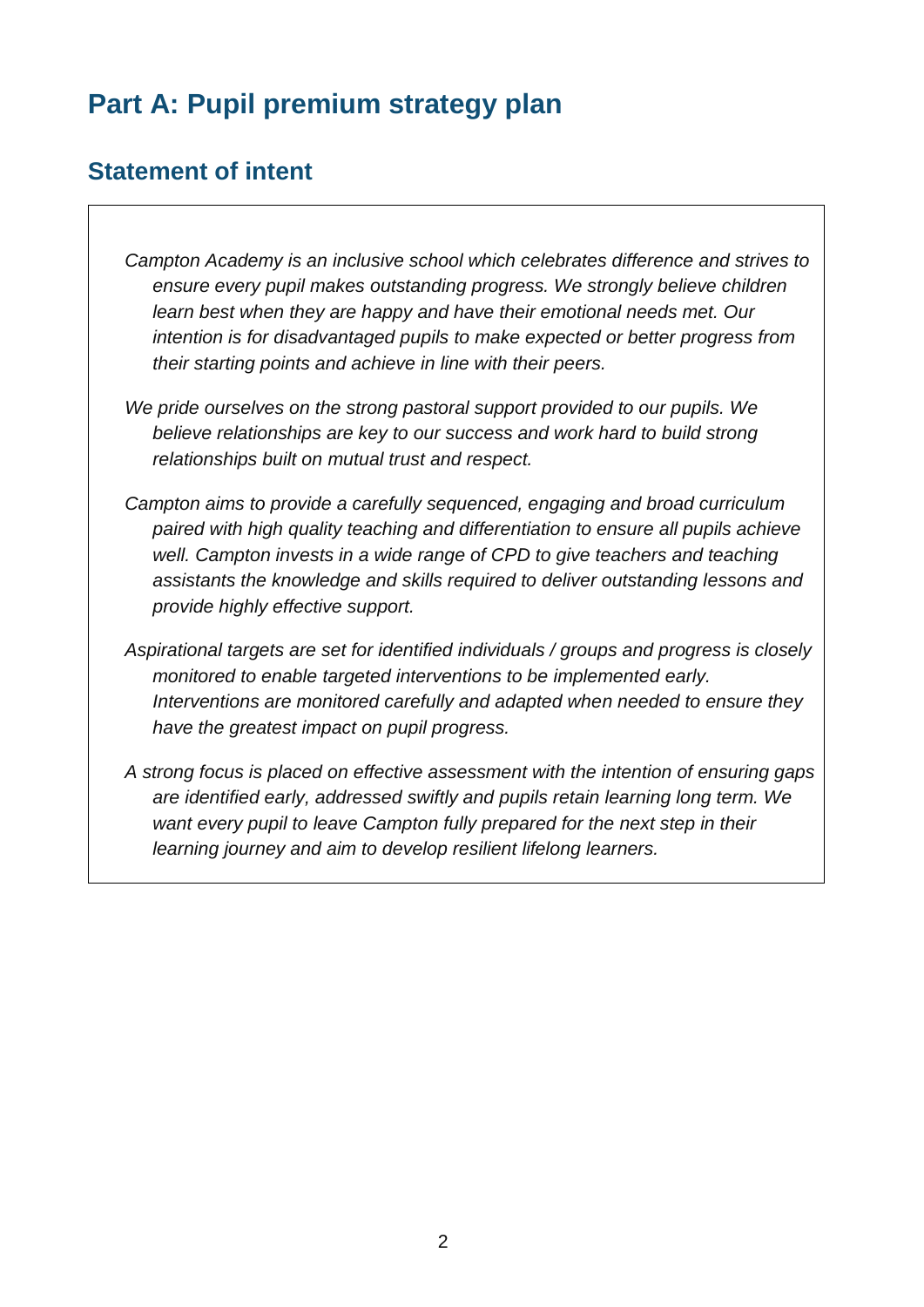# Part A: Pupil premium strategy plan

## Statement of intent

*Campton Academy is an inclusive school which celebrates difference and strives to ensure every pupil makes outstanding progress. We strongly believe children learn best when they are happy and have their emotional needs met. Our intention is for disadvantaged pupils to make expected or better progress from their starting points and achieve in line with their peers.*

*We pride ourselves on the strong pastoral support provided to our pupils. We believe relationships are key to our success and work hard to build strong relationships built on mutual trust and respect.*

*Campton aims to provide a carefully sequenced, engaging and broad curriculum paired with high quality teaching and differentiation to ensure all pupils achieve well. Campton invests in a wide range of CPD to give teachers and teaching assistants the knowledge and skills required to deliver outstanding lessons and provide highly effective support.*

*Aspirational targets are set for identified individuals / groups and progress is closely monitored to enable targeted interventions to be implemented early. Interventions are monitored carefully and adapted when needed to ensure they have the greatest impact on pupil progress.*

*A strong focus is placed on effective assessment with the intention of ensuring gaps are identified early, addressed swiftly and pupils retain learning long term. We want every pupil to leave Campton fully prepared for the next step in their learning journey and aim to develop resilient lifelong learners.*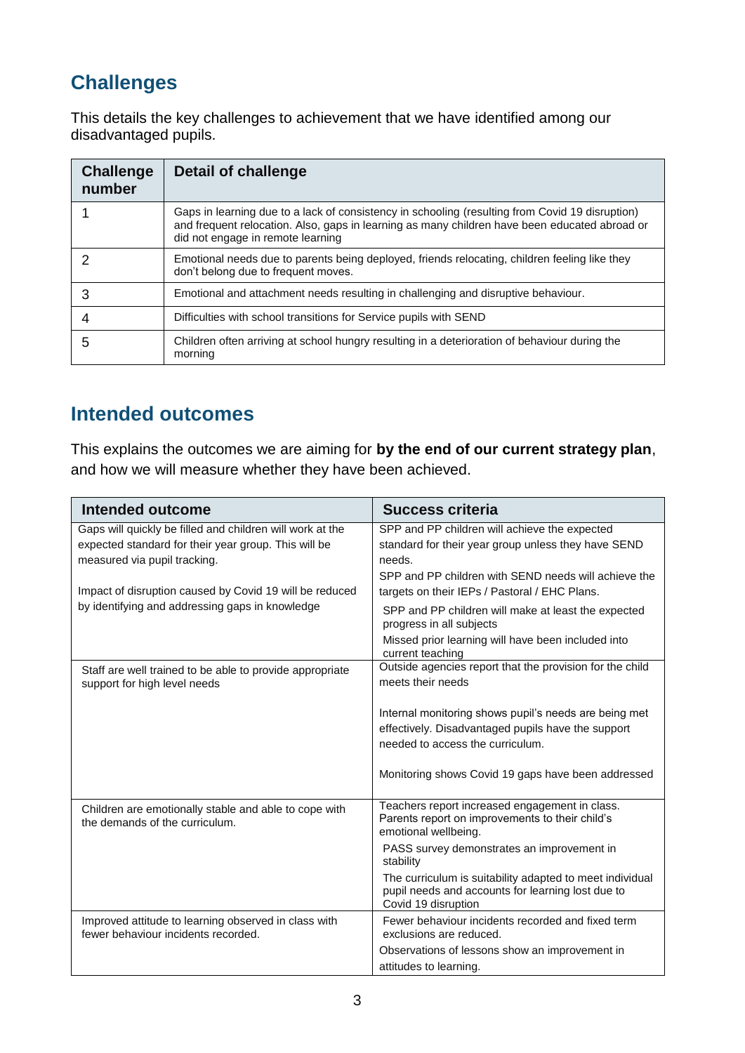## Challenges

This details the key challenges to achievement that we have identified among our disadvantaged pupils.

| Challenge number | Detail of challenge |
|---|---|
| 1 | Gaps in learning due to a lack of consistency in schooling (resulting from Covid 19 disruption) and frequent relocation. Also, gaps in learning as many children have been educated abroad or did not engage in remote learning |
| 2 | Emotional needs due to parents being deployed, friends relocating, children feeling like they don't belong due to frequent moves. |
| 3 | Emotional and attachment needs resulting in challenging and disruptive behaviour. |
| 4 | Difficulties with school transitions for Service pupils with SEND |
| 5 | Children often arriving at school hungry resulting in a deterioration of behaviour during the morning |

## Intended outcomes

This explains the outcomes we are aiming for **by the end of our current strategy plan**, and how we will measure whether they have been achieved.

| Intended outcome | Success criteria |
|---|---|
| Gaps will quickly be filled and children will work at the expected standard for their year group. This will be measured via pupil tracking.<br><br>Impact of disruption caused by Covid 19 will be reduced by identifying and addressing gaps in knowledge | SPP and PP children will achieve the expected standard for their year group unless they have SEND needs.<br>SPP and PP children with SEND needs will achieve the targets on their IEPs / Pastoral / EHC Plans.<br>SPP and PP children will make at least the expected progress in all subjects<br>Missed prior learning will have been included into current teaching |
| Staff are well trained to be able to provide appropriate support for high level needs | Outside agencies report that the provision for the child meets their needs<br><br>Internal monitoring shows pupil's needs are being met effectively. Disadvantaged pupils have the support needed to access the curriculum.<br><br>Monitoring shows Covid 19 gaps have been addressed |
| Children are emotionally stable and able to cope with the demands of the curriculum. | Teachers report increased engagement in class. Parents report on improvements to their child's emotional wellbeing.<br>PASS survey demonstrates an improvement in stability<br>The curriculum is suitability adapted to meet individual pupil needs and accounts for learning lost due to Covid 19 disruption |
| Improved attitude to learning observed in class with fewer behaviour incidents recorded. | Fewer behaviour incidents recorded and fixed term exclusions are reduced.<br>Observations of lessons show an improvement in attitudes to learning. |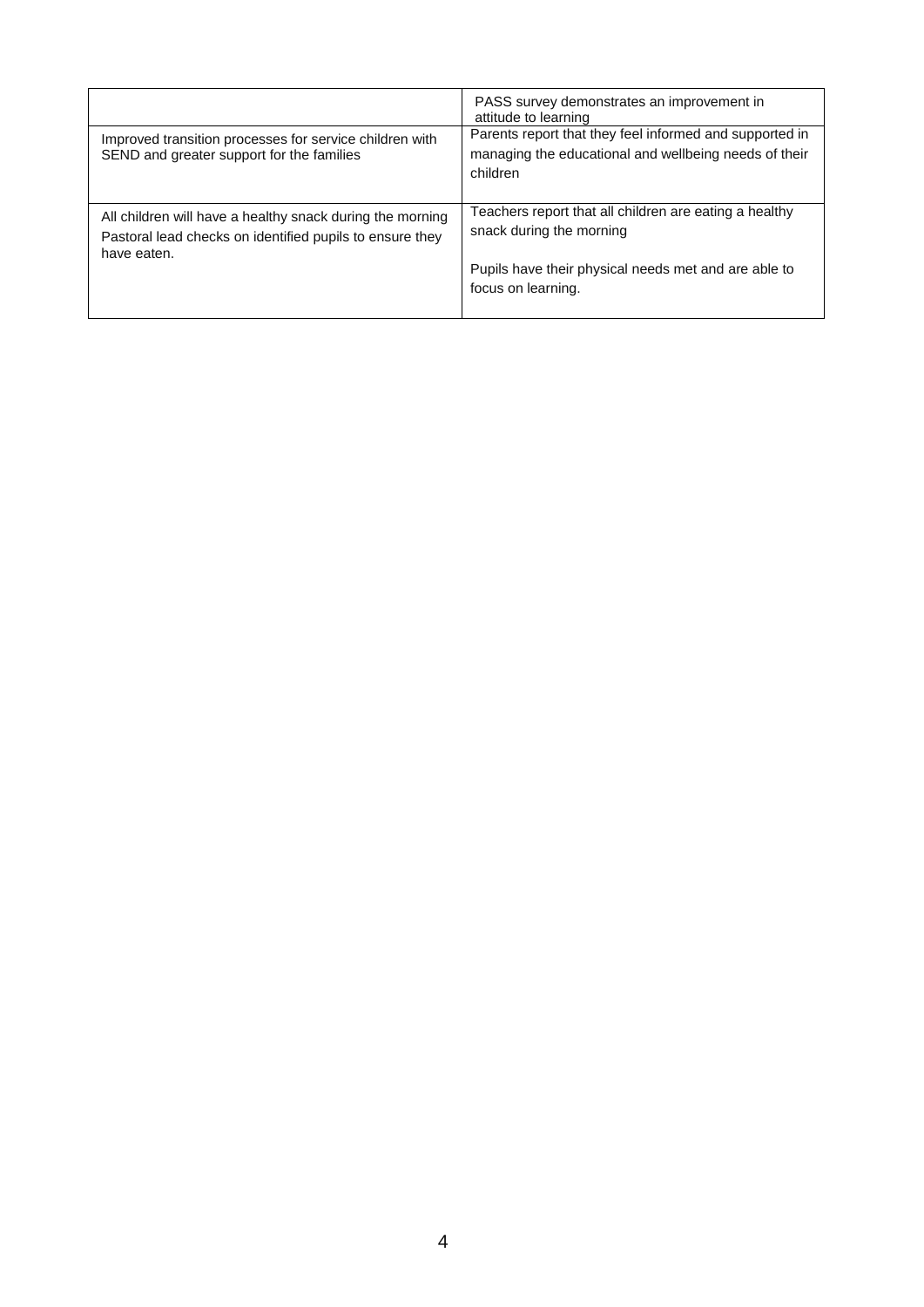| | |
|---|---|
| | PASS survey demonstrates an improvement in attitude to learning |
| Improved transition processes for service children with SEND and greater support for the families | Parents report that they feel informed and supported in managing the educational and wellbeing needs of their children |
| All children will have a healthy snack during the morning<br>Pastoral lead checks on identified pupils to ensure they have eaten. | Teachers report that all children are eating a healthy snack during the morning<br><br>Pupils have their physical needs met and are able to focus on learning. |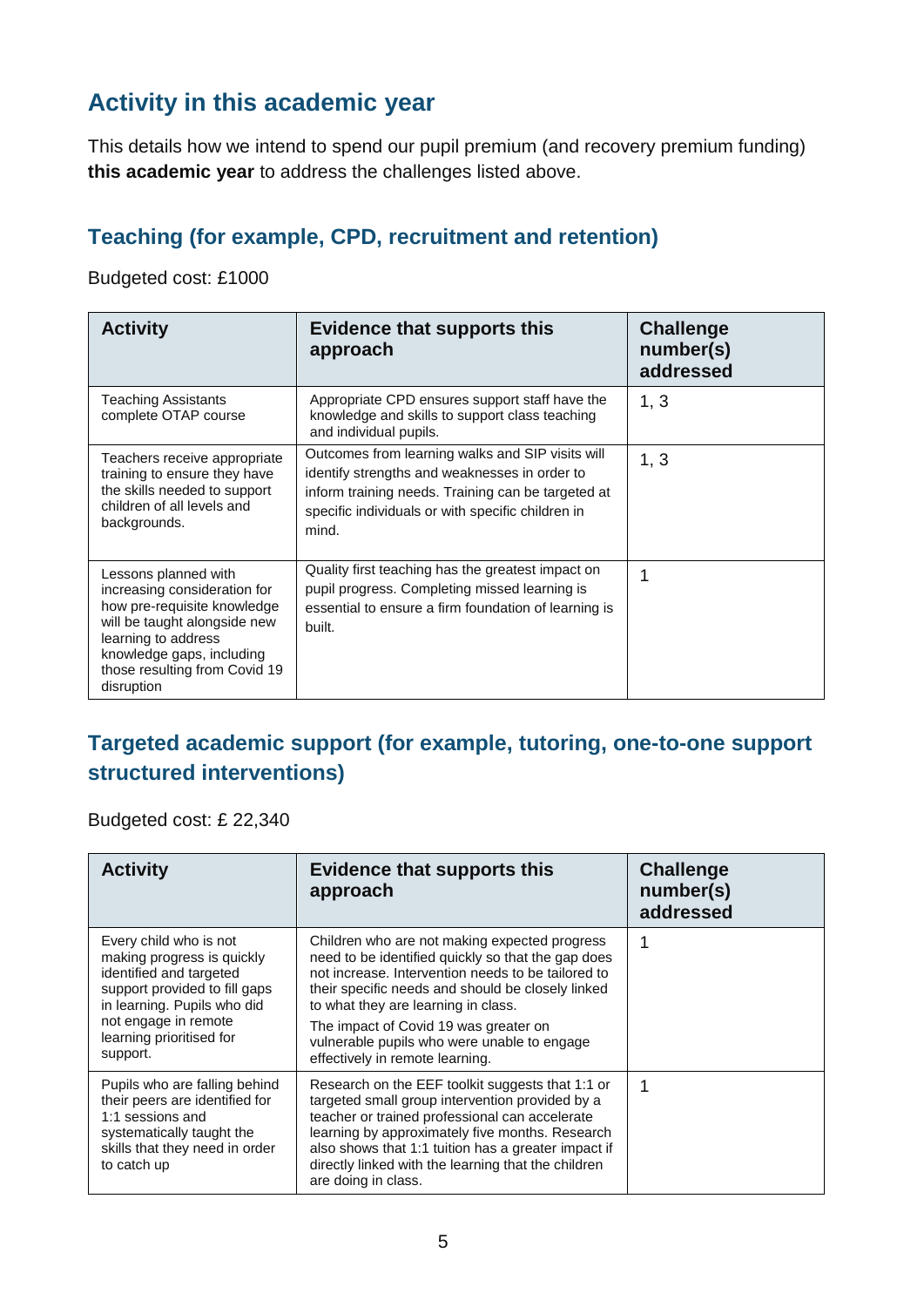## Activity in this academic year

This details how we intend to spend our pupil premium (and recovery premium funding) **this academic year** to address the challenges listed above.

### Teaching (for example, CPD, recruitment and retention)

Budgeted cost: £1000

| Activity | Evidence that supports this approach | Challenge number(s) addressed |
|---|---|---|
| Teaching Assistants complete OTAP course | Appropriate CPD ensures support staff have the knowledge and skills to support class teaching and individual pupils. | 1, 3 |
| Teachers receive appropriate training to ensure they have the skills needed to support children of all levels and backgrounds. | Outcomes from learning walks and SIP visits will identify strengths and weaknesses in order to inform training needs. Training can be targeted at specific individuals or with specific children in mind. | 1, 3 |
| Lessons planned with increasing consideration for how pre-requisite knowledge will be taught alongside new learning to address knowledge gaps, including those resulting from Covid 19 disruption | Quality first teaching has the greatest impact on pupil progress. Completing missed learning is essential to ensure a firm foundation of learning is built. | 1 |

### Targeted academic support (for example, tutoring, one-to-one support structured interventions)

Budgeted cost: £ 22,340

| Activity | Evidence that supports this approach | Challenge number(s) addressed |
|---|---|---|
| Every child who is not making progress is quickly identified and targeted support provided to fill gaps in learning. Pupils who did not engage in remote learning prioritised for support. | Children who are not making expected progress need to be identified quickly so that the gap does not increase. Intervention needs to be tailored to their specific needs and should be closely linked to what they are learning in class. The impact of Covid 19 was greater on vulnerable pupils who were unable to engage effectively in remote learning. | 1 |
| Pupils who are falling behind their peers are identified for 1:1 sessions and systematically taught the skills that they need in order to catch up | Research on the EEF toolkit suggests that 1:1 or targeted small group intervention provided by a teacher or trained professional can accelerate learning by approximately five months. Research also shows that 1:1 tuition has a greater impact if directly linked with the learning that the children are doing in class. | 1 |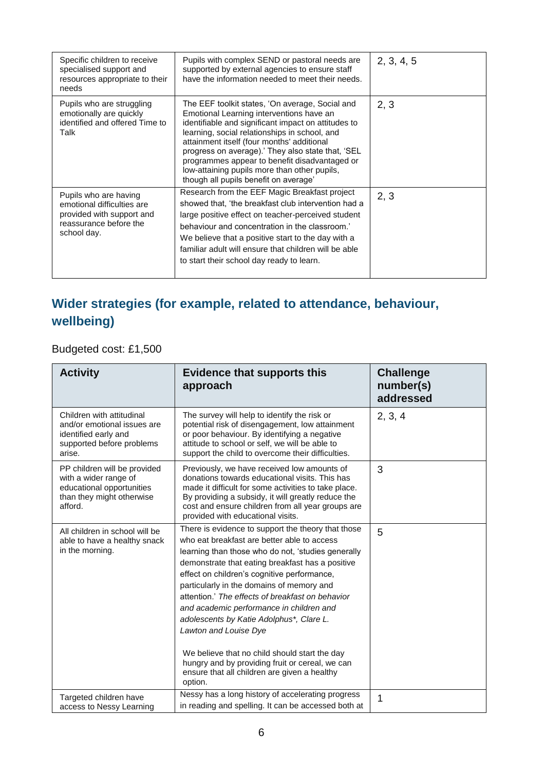| | | |
|---|---|---|
| Specific children to receive specialised support and resources appropriate to their needs | Pupils with complex SEND or pastoral needs are supported by external agencies to ensure staff have the information needed to meet their needs. | 2, 3, 4, 5 |
| Pupils who are struggling emotionally are quickly identified and offered Time to Talk | The EEF toolkit states, 'On average, Social and Emotional Learning interventions have an identifiable and significant impact on attitudes to learning, social relationships in school, and attainment itself (four months' additional progress on average).' They also state that, 'SEL programmes appear to benefit disadvantaged or low-attaining pupils more than other pupils, though all pupils benefit on average' | 2, 3 |
| Pupils who are having emotional difficulties are provided with support and reassurance before the school day. | Research from the EEF Magic Breakfast project showed that, 'the breakfast club intervention had a large positive effect on teacher-perceived student behaviour and concentration in the classroom.' We believe that a positive start to the day with a familiar adult will ensure that children will be able to start their school day ready to learn. | 2, 3 |

## Wider strategies (for example, related to attendance, behaviour, wellbeing)

Budgeted cost: £1,500

| Activity | Evidence that supports this approach | Challenge number(s) addressed |
|---|---|---|
| Children with attitudinal and/or emotional issues are identified early and supported before problems arise. | The survey will help to identify the risk or potential risk of disengagement, low attainment or poor behaviour. By identifying a negative attitude to school or self, we will be able to support the child to overcome their difficulties. | 2, 3, 4 |
| PP children will be provided with a wider range of educational opportunities than they might otherwise afford. | Previously, we have received low amounts of donations towards educational visits. This has made it difficult for some activities to take place. By providing a subsidy, it will greatly reduce the cost and ensure children from all year groups are provided with educational visits. | 3 |
| All children in school will be able to have a healthy snack in the morning. | There is evidence to support the theory that those who eat breakfast are better able to access learning than those who do not, 'studies generally demonstrate that eating breakfast has a positive effect on children's cognitive performance, particularly in the domains of memory and attention.' *The effects of breakfast on behavior and academic performance in children and adolescents by Katie Adolphus*, Clare L. Lawton and Louise Dye*<br><br>We believe that no child should start the day hungry and by providing fruit or cereal, we can ensure that all children are given a healthy option. | 5 |
| Targeted children have access to Nessy Learning | Nessy has a long history of accelerating progress in reading and spelling. It can be accessed both at | 1 |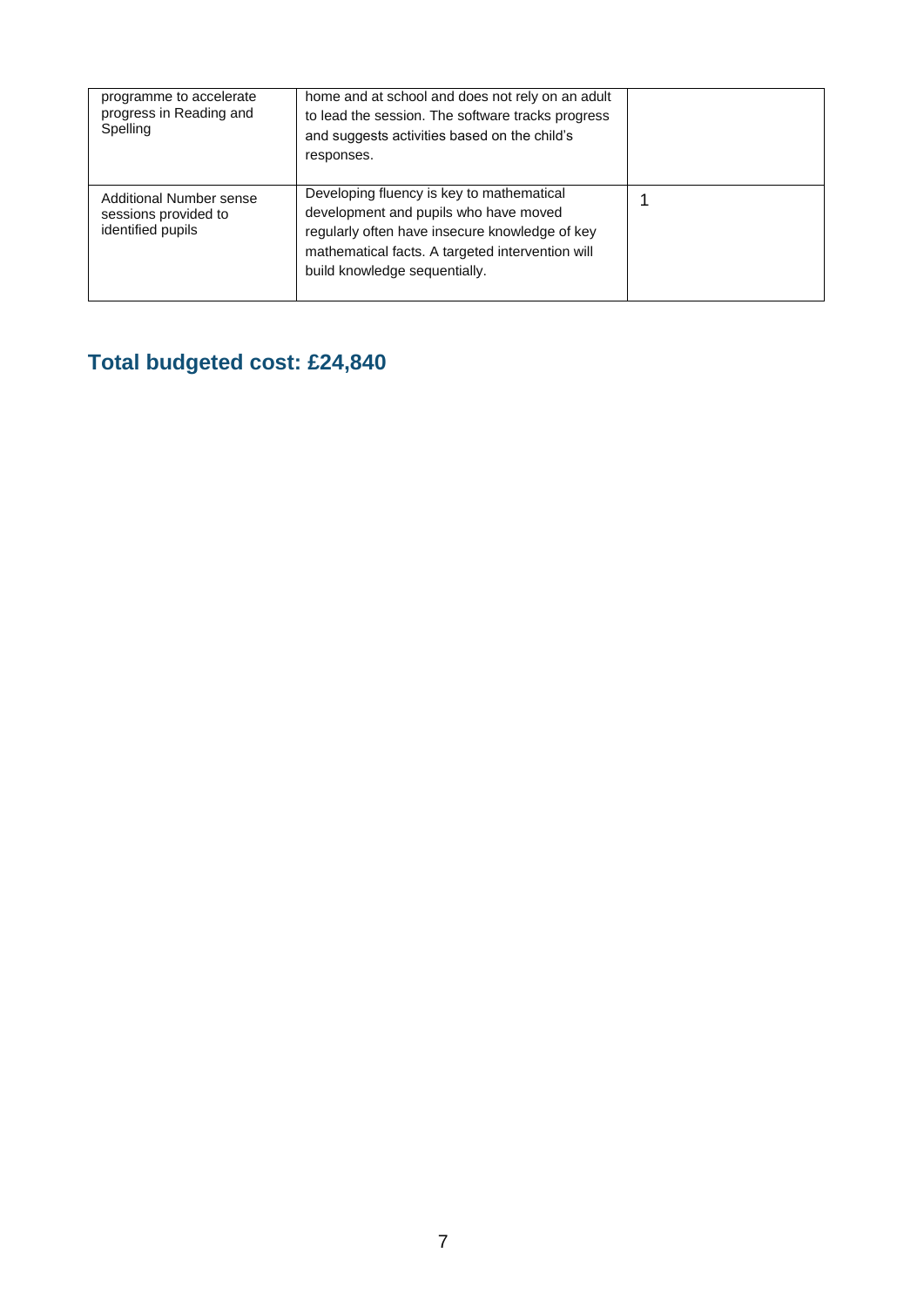| | | |
|---|---|---|
| programme to accelerate progress in Reading and Spelling | home and at school and does not rely on an adult to lead the session. The software tracks progress and suggests activities based on the child's responses. | |
| Additional Number sense sessions provided to identified pupils | Developing fluency is key to mathematical development and pupils who have moved regularly often have insecure knowledge of key mathematical facts. A targeted intervention will build knowledge sequentially. | 1 |

## Total budgeted cost: £24,840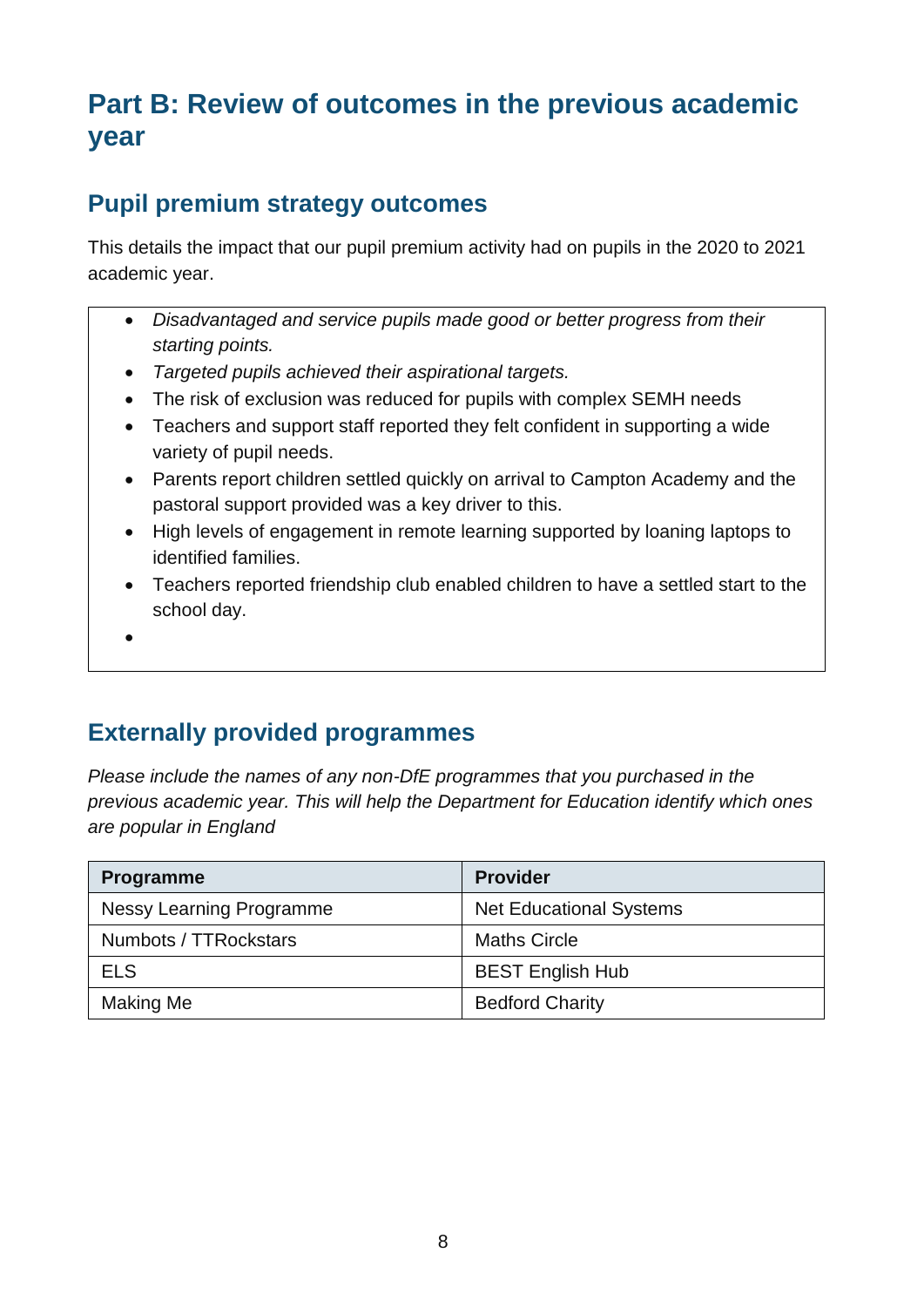# Part B: Review of outcomes in the previous academic year

## Pupil premium strategy outcomes

This details the impact that our pupil premium activity had on pupils in the 2020 to 2021 academic year.

- *Disadvantaged and service pupils made good or better progress from their starting points.*
- *Targeted pupils achieved their aspirational targets.*
- The risk of exclusion was reduced for pupils with complex SEMH needs
- Teachers and support staff reported they felt confident in supporting a wide variety of pupil needs.
- Parents report children settled quickly on arrival to Campton Academy and the pastoral support provided was a key driver to this.
- High levels of engagement in remote learning supported by loaning laptops to identified families.
- Teachers reported friendship club enabled children to have a settled start to the school day.

## Externally provided programmes

*Please include the names of any non-DfE programmes that you purchased in the previous academic year. This will help the Department for Education identify which ones are popular in England*

| Programme | Provider |
| --- | --- |
| Nessy Learning Programme | Net Educational Systems |
| Numbots / TTRockstars | Maths Circle |
| ELS | BEST English Hub |
| Making Me | Bedford Charity |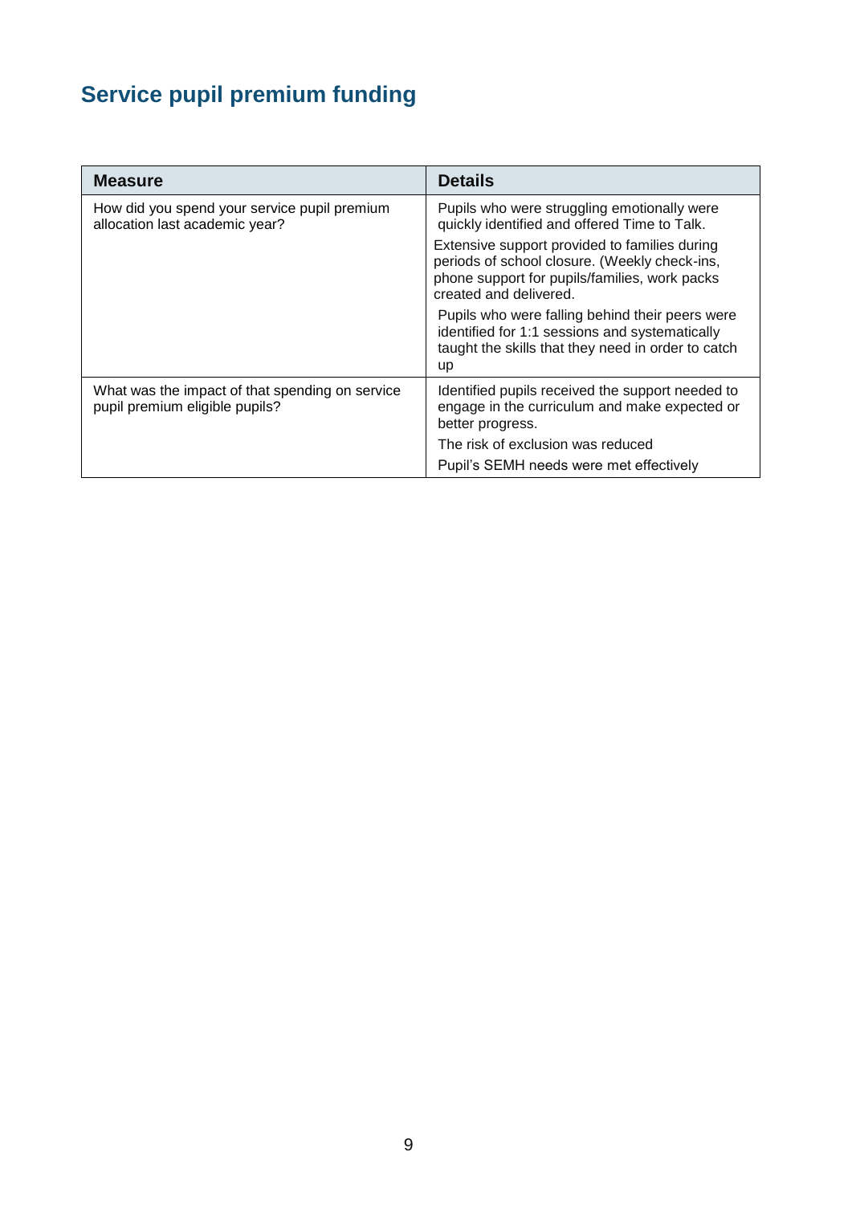## Service pupil premium funding

| Measure | Details |
|---|---|
| How did you spend your service pupil premium allocation last academic year? | Pupils who were struggling emotionally were quickly identified and offered Time to Talk.<br>Extensive support provided to families during periods of school closure. (Weekly check-ins, phone support for pupils/families, work packs created and delivered.<br>Pupils who were falling behind their peers were identified for 1:1 sessions and systematically taught the skills that they need in order to catch up |
| What was the impact of that spending on service pupil premium eligible pupils? | Identified pupils received the support needed to engage in the curriculum and make expected or better progress.<br>The risk of exclusion was reduced<br>Pupil's SEMH needs were met effectively |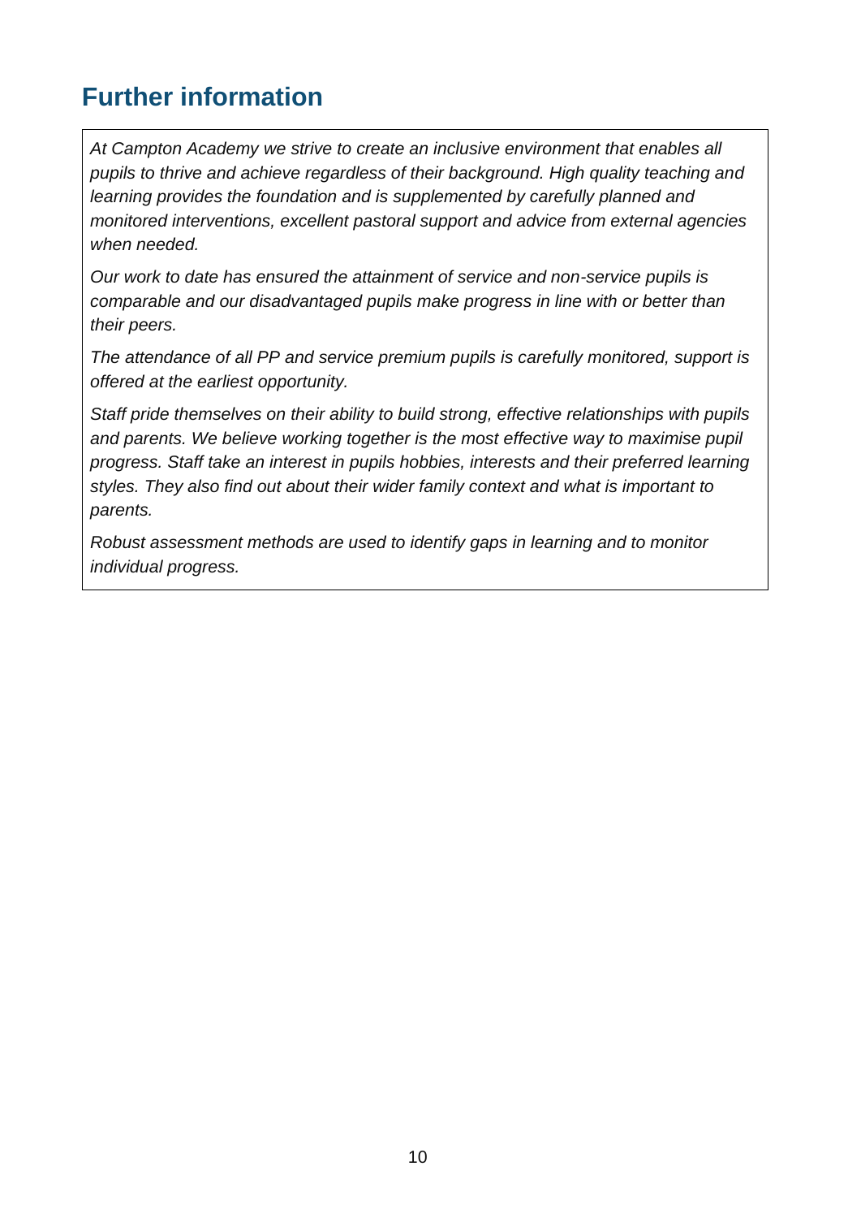## Further information

*At Campton Academy we strive to create an inclusive environment that enables all pupils to thrive and achieve regardless of their background. High quality teaching and learning provides the foundation and is supplemented by carefully planned and monitored interventions, excellent pastoral support and advice from external agencies when needed.*

*Our work to date has ensured the attainment of service and non-service pupils is comparable and our disadvantaged pupils make progress in line with or better than their peers.*

*The attendance of all PP and service premium pupils is carefully monitored, support is offered at the earliest opportunity.*

*Staff pride themselves on their ability to build strong, effective relationships with pupils and parents. We believe working together is the most effective way to maximise pupil progress. Staff take an interest in pupils hobbies, interests and their preferred learning styles. They also find out about their wider family context and what is important to parents.*

*Robust assessment methods are used to identify gaps in learning and to monitor individual progress.*